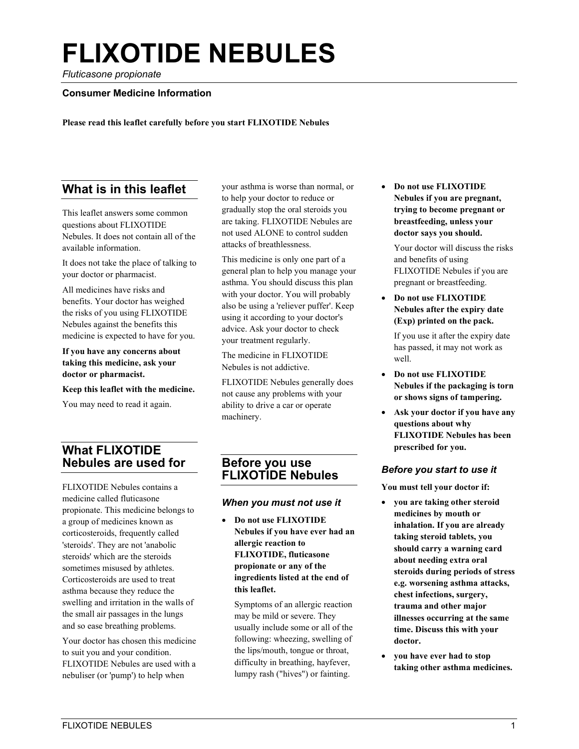# FLIXOTIDE NEBULES

*Fluticasone propionate*

**Consumer Medicine Information**

**Please read this leaflet carefully before you start FLIXOTIDE Nebules**

## What is in this leaflet

This leaflet answers some common questions about FLIXOTIDE Nebules. It does not contain all of the available information.

It does not take the place of talking to your doctor or pharmacist.

All medicines have risks and benefits. Your doctor has weighed the risks of you using FLIXOTIDE Nebules against the benefits this medicine is expected to have for you.

**If you have any concerns about taking this medicine, ask your doctor or pharmacist.**

**Keep this leaflet with the medicine.**

You may need to read it again.

## What FLIXOTIDE Nebules are used for

FLIXOTIDE Nebules contains a medicine called fluticasone propionate. This medicine belongs to a group of medicines known as corticosteroids, frequently called 'steroids'. They are not 'anabolic steroids' which are the steroids sometimes misused by athletes. Corticosteroids are used to treat asthma because they reduce the swelling and irritation in the walls of the small air passages in the lungs and so ease breathing problems.

Your doctor has chosen this medicine to suit you and your condition. FLIXOTIDE Nebules are used with a nebuliser (or 'pump') to help when your asthma is worse than normal, or to help your doctor to reduce or gradually stop the oral steroids you are taking. FLIXOTIDE Nebules are not used ALONE to control sudden attacks of breathlessness.

This medicine is only one part of a general plan to help you manage your asthma. You should discuss this plan with your doctor. You will probably also be using a 'reliever puffer'. Keep using it according to your doctor's advice. Ask your doctor to check your treatment regularly.

The medicine in FLIXOTIDE Nebules is not addictive.

FLIXOTIDE Nebules generally does not cause any problems with your ability to drive a car or operate machinery.

## Before you use FLIXOTIDE Nebules

### *When you must not use it*

- **Do not use FLIXOTIDE Nebules if you have ever had an allergic reaction to FLIXOTIDE, fluticasone propionate or any of the ingredients listed at the end of this leaflet.**

  Symptoms of an allergic reaction may be mild or severe. They usually include some or all of the following: wheezing, swelling of the lips/mouth, tongue or throat, difficulty in breathing, hayfever, lumpy rash ("hives") or fainting.

- **Do not use FLIXOTIDE Nebules if you are pregnant, trying to become pregnant or breastfeeding, unless your doctor says you should.**

  Your doctor will discuss the risks and benefits of using FLIXOTIDE Nebules if you are pregnant or breastfeeding.

- **Do not use FLIXOTIDE Nebules after the expiry date (Exp) printed on the pack.**

  If you use it after the expiry date has passed, it may not work as well.

- **Do not use FLIXOTIDE Nebules if the packaging is torn or shows signs of tampering.**
- **Ask your doctor if you have any questions about why FLIXOTIDE Nebules has been prescribed for you.**

### *Before you start to use it*

**You must tell your doctor if:**

- **you are taking other steroid medicines by mouth or inhalation. If you are already taking steroid tablets, you should carry a warning card about needing extra oral steroids during periods of stress e.g. worsening asthma attacks, chest infections, surgery, trauma and other major illnesses occurring at the same time. Discuss this with your doctor.**
- **you have ever had to stop taking other asthma medicines.**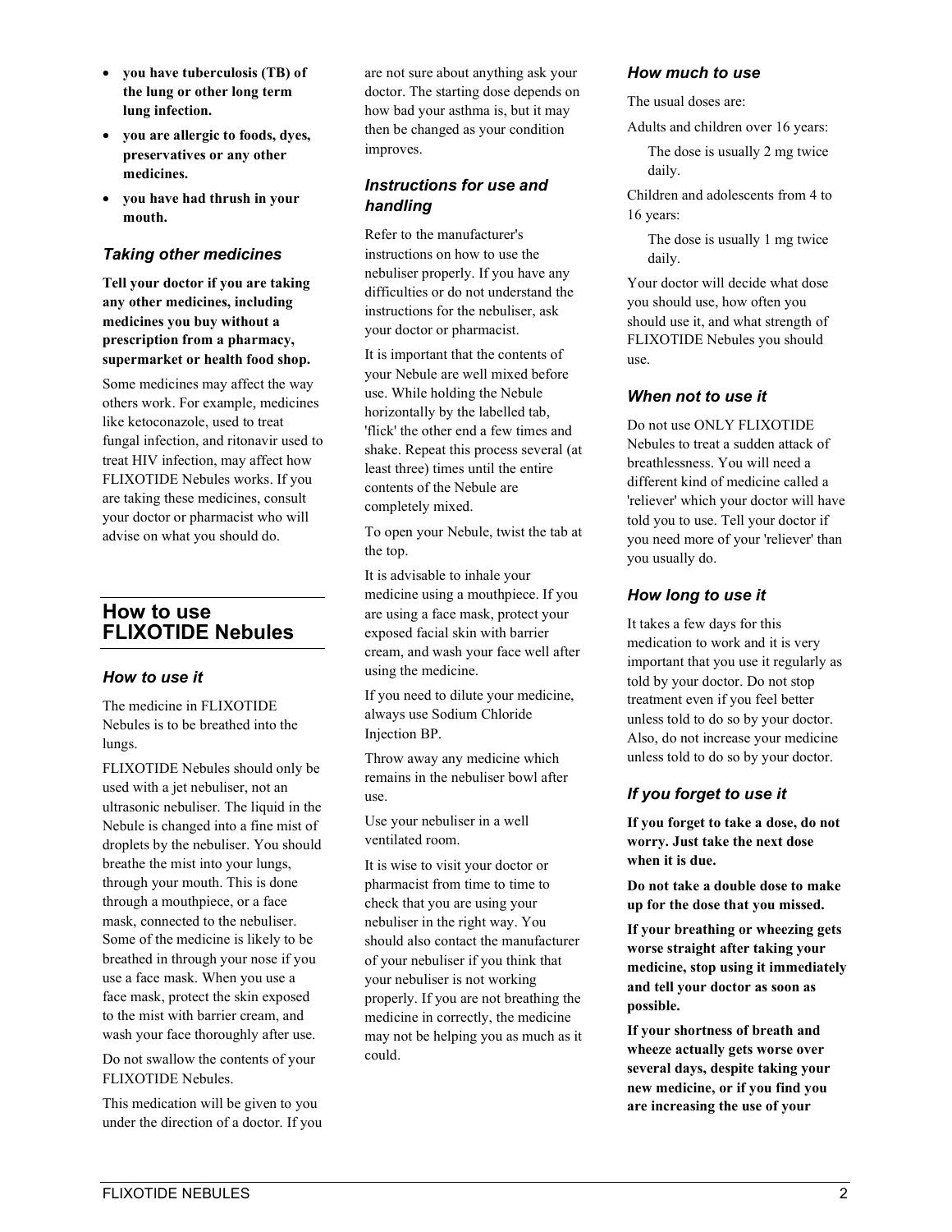- **you have tuberculosis (TB) of the lung or other long term lung infection.**
- **you are allergic to foods, dyes, preservatives or any other medicines.**
- **you have had thrush in your mouth.**

### *Taking other medicines*

**Tell your doctor if you are taking any other medicines, including medicines you buy without a prescription from a pharmacy, supermarket or health food shop.**

Some medicines may affect the way others work. For example, medicines like ketoconazole, used to treat fungal infection, and ritonavir used to treat HIV infection, may affect how FLIXOTIDE Nebules works. If you are taking these medicines, consult your doctor or pharmacist who will advise on what you should do.

## How to use FLIXOTIDE Nebules

### *How to use it*

The medicine in FLIXOTIDE Nebules is to be breathed into the lungs.

FLIXOTIDE Nebules should only be used with a jet nebuliser, not an ultrasonic nebuliser. The liquid in the Nebule is changed into a fine mist of droplets by the nebuliser. You should breathe the mist into your lungs, through your mouth. This is done through a mouthpiece, or a face mask, connected to the nebuliser. Some of the medicine is likely to be breathed in through your nose if you use a face mask. When you use a face mask, protect the skin exposed to the mist with barrier cream, and wash your face thoroughly after use.

Do not swallow the contents of your FLIXOTIDE Nebules.

This medication will be given to you under the direction of a doctor. If you are not sure about anything ask your doctor. The starting dose depends on how bad your asthma is, but it may then be changed as your condition improves.

### *Instructions for use and handling*

Refer to the manufacturer's instructions on how to use the nebuliser properly. If you have any difficulties or do not understand the instructions for the nebuliser, ask your doctor or pharmacist.

It is important that the contents of your Nebule are well mixed before use. While holding the Nebule horizontally by the labelled tab, 'flick' the other end a few times and shake. Repeat this process several (at least three) times until the entire contents of the Nebule are completely mixed.

To open your Nebule, twist the tab at the top.

It is advisable to inhale your medicine using a mouthpiece. If you are using a face mask, protect your exposed facial skin with barrier cream, and wash your face well after using the medicine.

If you need to dilute your medicine, always use Sodium Chloride Injection BP.

Throw away any medicine which remains in the nebuliser bowl after use.

Use your nebuliser in a well ventilated room.

It is wise to visit your doctor or pharmacist from time to time to check that you are using your nebuliser in the right way. You should also contact the manufacturer of your nebuliser if you think that your nebuliser is not working properly. If you are not breathing the medicine in correctly, the medicine may not be helping you as much as it could.

### *How much to use*

The usual doses are:

Adults and children over 16 years:

The dose is usually 2 mg twice daily.

Children and adolescents from 4 to 16 years:

The dose is usually 1 mg twice daily.

Your doctor will decide what dose you should use, how often you should use it, and what strength of FLIXOTIDE Nebules you should use.

### *When not to use it*

Do not use ONLY FLIXOTIDE Nebules to treat a sudden attack of breathlessness. You will need a different kind of medicine called a 'reliever' which your doctor will have told you to use. Tell your doctor if you need more of your 'reliever' than you usually do.

### *How long to use it*

It takes a few days for this medication to work and it is very important that you use it regularly as told by your doctor. Do not stop treatment even if you feel better unless told to do so by your doctor. Also, do not increase your medicine unless told to do so by your doctor.

### *If you forget to use it*

**If you forget to take a dose, do not worry. Just take the next dose when it is due.**

**Do not take a double dose to make up for the dose that you missed.**

**If your breathing or wheezing gets worse straight after taking your medicine, stop using it immediately and tell your doctor as soon as possible.**

**If your shortness of breath and wheeze actually gets worse over several days, despite taking your new medicine, or if you find you are increasing the use of your**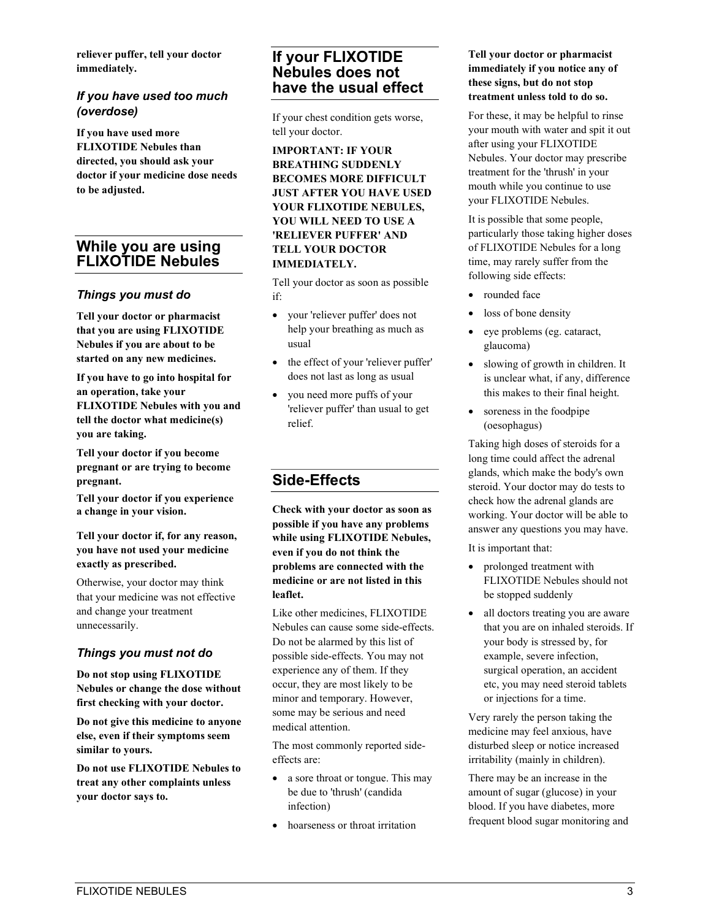**reliever puffer, tell your doctor immediately.**

### *If you have used too much (overdose)*

**If you have used more FLIXOTIDE Nebules than directed, you should ask your doctor if your medicine dose needs to be adjusted.**

## While you are using FLIXOTIDE Nebules

### *Things you must do*

**Tell your doctor or pharmacist that you are using FLIXOTIDE Nebules if you are about to be started on any new medicines.**

**If you have to go into hospital for an operation, take your FLIXOTIDE Nebules with you and tell the doctor what medicine(s) you are taking.**

**Tell your doctor if you become pregnant or are trying to become pregnant.**

**Tell your doctor if you experience a change in your vision.**

**Tell your doctor if, for any reason, you have not used your medicine exactly as prescribed.**

Otherwise, your doctor may think that your medicine was not effective and change your treatment unnecessarily.

### *Things you must not do*

**Do not stop using FLIXOTIDE Nebules or change the dose without first checking with your doctor.**

**Do not give this medicine to anyone else, even if their symptoms seem similar to yours.**

**Do not use FLIXOTIDE Nebules to treat any other complaints unless your doctor says to.**

## If your FLIXOTIDE Nebules does not have the usual effect

If your chest condition gets worse, tell your doctor.

**IMPORTANT: IF YOUR BREATHING SUDDENLY BECOMES MORE DIFFICULT JUST AFTER YOU HAVE USED YOUR FLIXOTIDE NEBULES, YOU WILL NEED TO USE A 'RELIEVER PUFFER' AND TELL YOUR DOCTOR IMMEDIATELY.**

Tell your doctor as soon as possible if:

- your 'reliever puffer' does not help your breathing as much as usual
- the effect of your 'reliever puffer' does not last as long as usual
- you need more puffs of your 'reliever puffer' than usual to get relief.

## Side-Effects

**Check with your doctor as soon as possible if you have any problems while using FLIXOTIDE Nebules, even if you do not think the problems are connected with the medicine or are not listed in this leaflet.**

Like other medicines, FLIXOTIDE Nebules can cause some side-effects. Do not be alarmed by this list of possible side-effects. You may not experience any of them. If they occur, they are most likely to be minor and temporary. However, some may be serious and need medical attention.

The most commonly reported side-effects are:

- a sore throat or tongue. This may be due to 'thrush' (candida infection)
- hoarseness or throat irritation

**Tell your doctor or pharmacist immediately if you notice any of these signs, but do not stop treatment unless told to do so.**

For these, it may be helpful to rinse your mouth with water and spit it out after using your FLIXOTIDE Nebules. Your doctor may prescribe treatment for the 'thrush' in your mouth while you continue to use your FLIXOTIDE Nebules.

It is possible that some people, particularly those taking higher doses of FLIXOTIDE Nebules for a long time, may rarely suffer from the following side effects:

- rounded face
- loss of bone density
- eye problems (eg. cataract, glaucoma)
- slowing of growth in children. It is unclear what, if any, difference this makes to their final height.
- soreness in the foodpipe (oesophagus)

Taking high doses of steroids for a long time could affect the adrenal glands, which make the body's own steroid. Your doctor may do tests to check how the adrenal glands are working. Your doctor will be able to answer any questions you may have.

It is important that:

- prolonged treatment with FLIXOTIDE Nebules should not be stopped suddenly
- all doctors treating you are aware that you are on inhaled steroids. If your body is stressed by, for example, severe infection, surgical operation, an accident etc, you may need steroid tablets or injections for a time.

Very rarely the person taking the medicine may feel anxious, have disturbed sleep or notice increased irritability (mainly in children).

There may be an increase in the amount of sugar (glucose) in your blood. If you have diabetes, more frequent blood sugar monitoring and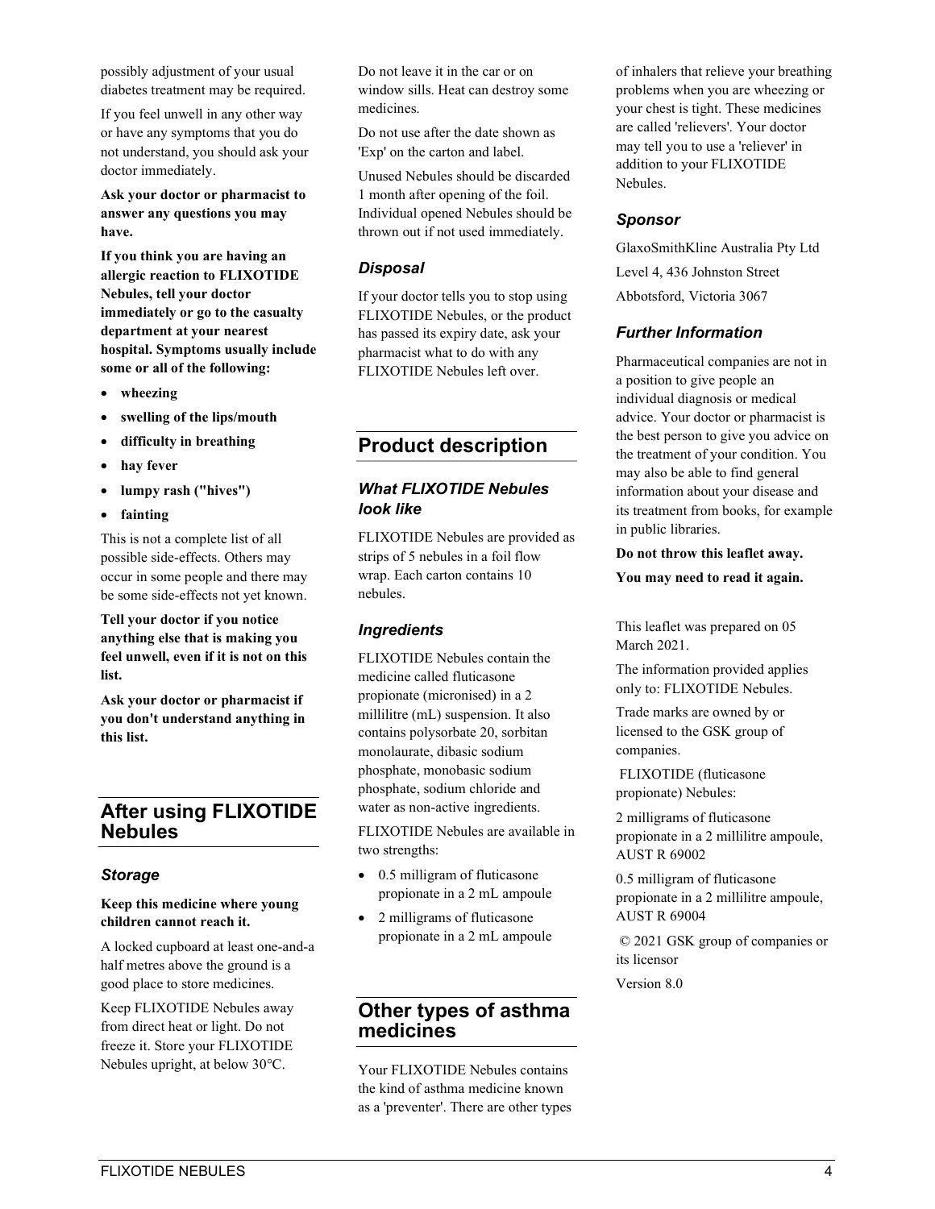possibly adjustment of your usual diabetes treatment may be required.

If you feel unwell in any other way or have any symptoms that you do not understand, you should ask your doctor immediately.

**Ask your doctor or pharmacist to answer any questions you may have.**

**If you think you are having an allergic reaction to FLIXOTIDE Nebules, tell your doctor immediately or go to the casualty department at your nearest hospital. Symptoms usually include some or all of the following:**

- **wheezing**
- **swelling of the lips/mouth**
- **difficulty in breathing**
- **hay fever**
- **lumpy rash ("hives")**
- **fainting**

This is not a complete list of all possible side-effects. Others may occur in some people and there may be some side-effects not yet known.

**Tell your doctor if you notice anything else that is making you feel unwell, even if it is not on this list.**

**Ask your doctor or pharmacist if you don't understand anything in this list.**

## After using FLIXOTIDE Nebules

### *Storage*

**Keep this medicine where young children cannot reach it.**

A locked cupboard at least one-and-a half metres above the ground is a good place to store medicines.

Keep FLIXOTIDE Nebules away from direct heat or light. Do not freeze it. Store your FLIXOTIDE Nebules upright, at below 30°C.

Do not leave it in the car or on window sills. Heat can destroy some medicines.

Do not use after the date shown as 'Exp' on the carton and label.

Unused Nebules should be discarded 1 month after opening of the foil. Individual opened Nebules should be thrown out if not used immediately.

### *Disposal*

If your doctor tells you to stop using FLIXOTIDE Nebules, or the product has passed its expiry date, ask your pharmacist what to do with any FLIXOTIDE Nebules left over.

## Product description

### *What FLIXOTIDE Nebules look like*

FLIXOTIDE Nebules are provided as strips of 5 nebules in a foil flow wrap. Each carton contains 10 nebules.

### *Ingredients*

FLIXOTIDE Nebules contain the medicine called fluticasone propionate (micronised) in a 2 millilitre (mL) suspension. It also contains polysorbate 20, sorbitan monolaurate, dibasic sodium phosphate, monobasic sodium phosphate, sodium chloride and water as non-active ingredients.

FLIXOTIDE Nebules are available in two strengths:

- 0.5 milligram of fluticasone propionate in a 2 mL ampoule
- 2 milligrams of fluticasone propionate in a 2 mL ampoule

## Other types of asthma medicines

Your FLIXOTIDE Nebules contains the kind of asthma medicine known as a 'preventer'. There are other types of inhalers that relieve your breathing problems when you are wheezing or your chest is tight. These medicines are called 'relievers'. Your doctor may tell you to use a 'reliever' in addition to your FLIXOTIDE Nebules.

### *Sponsor*

GlaxoSmithKline Australia Pty Ltd

Level 4, 436 Johnston Street

Abbotsford, Victoria 3067

### *Further Information*

Pharmaceutical companies are not in a position to give people an individual diagnosis or medical advice. Your doctor or pharmacist is the best person to give you advice on the treatment of your condition. You may also be able to find general information about your disease and its treatment from books, for example in public libraries.

**Do not throw this leaflet away.**

**You may need to read it again.**

This leaflet was prepared on 05 March 2021.

The information provided applies only to: FLIXOTIDE Nebules.

Trade marks are owned by or licensed to the GSK group of companies.

FLIXOTIDE (fluticasone propionate) Nebules:

2 milligrams of fluticasone propionate in a 2 millilitre ampoule, AUST R 69002

0.5 milligram of fluticasone propionate in a 2 millilitre ampoule, AUST R 69004

© 2021 GSK group of companies or its licensor

Version 8.0